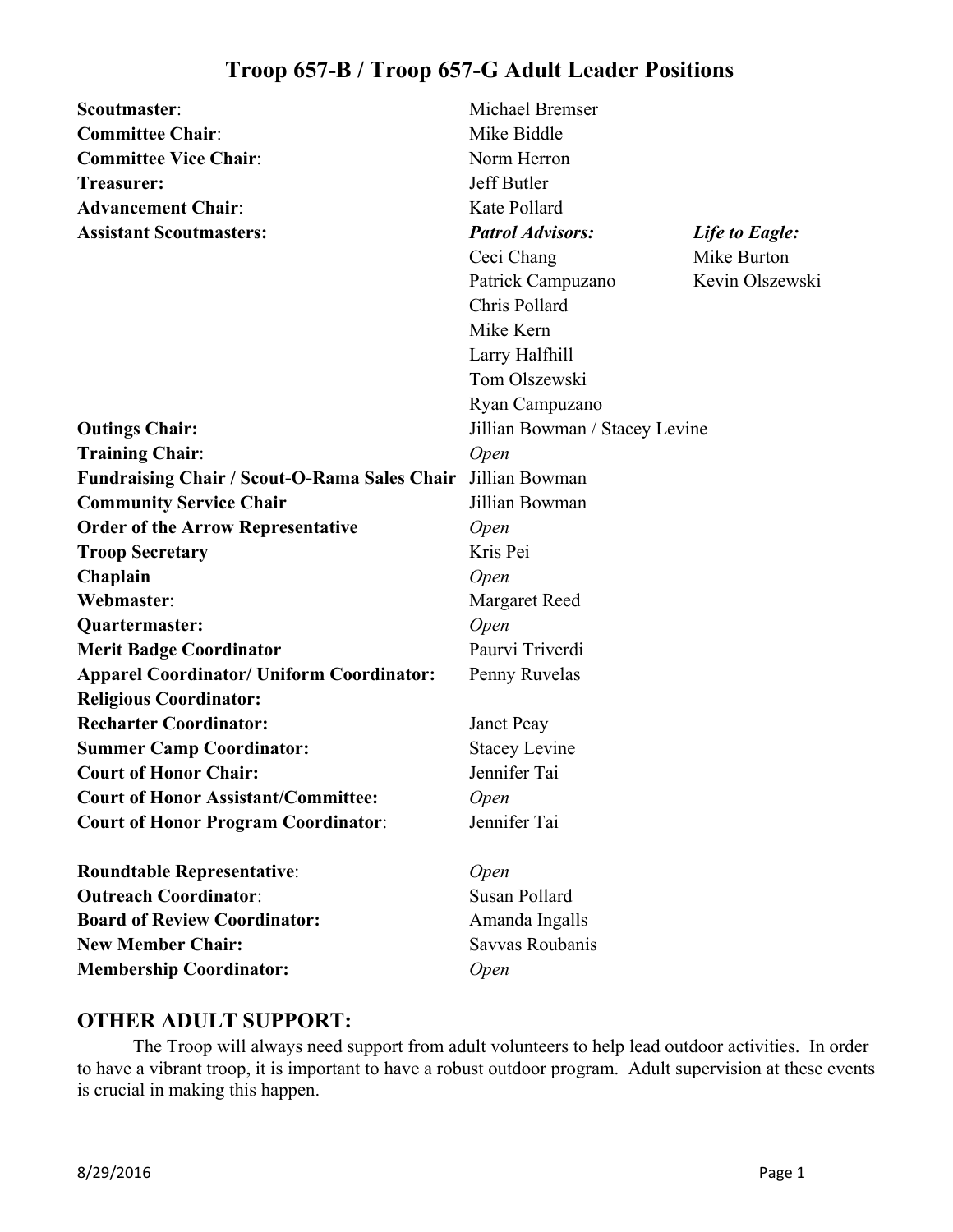# Troop 657-B / Troop 657-G Adult Leader Positions

| Position | Name | |
|---|---|---|
| **Scoutmaster**: | Michael Bremser | |
| **Committee Chair**: | Mike Biddle | |
| **Committee Vice Chair**: | Norm Herron | |
| **Treasurer:** | Jeff Butler | |
| **Advancement Chair**: | Kate Pollard | |
| **Assistant Scoutmasters:** | ***Patrol Advisors:*** | ***Life to Eagle:*** |
| | Ceci Chang | Mike Burton |
| | Patrick Campuzano | Kevin Olszewski |
| | Chris Pollard | |
| | Mike Kern | |
| | Larry Halfhill | |
| | Tom Olszewski | |
| | Ryan Campuzano | |
| **Outings Chair:** | Jillian Bowman / Stacey Levine | |
| **Training Chair**: | *Open* | |
| **Fundraising Chair / Scout-O-Rama Sales Chair** | Jillian Bowman | |
| **Community Service Chair** | Jillian Bowman | |
| **Order of the Arrow Representative** | *Open* | |
| **Troop Secretary** | Kris Pei | |
| **Chaplain** | *Open* | |
| **Webmaster**: | Margaret Reed | |
| **Quartermaster:** | *Open* | |
| **Merit Badge Coordinator** | Paurvi Triverdi | |
| **Apparel Coordinator/ Uniform Coordinator:** | Penny Ruvelas | |
| **Religious Coordinator:** | | |
| **Recharter Coordinator:** | Janet Peay | |
| **Summer Camp Coordinator:** | Stacey Levine | |
| **Court of Honor Chair:** | Jennifer Tai | |
| **Court of Honor Assistant/Committee:** | *Open* | |
| **Court of Honor Program Coordinator**: | Jennifer Tai | |
| **Roundtable Representative**: | *Open* | |
| **Outreach Coordinator**: | Susan Pollard | |
| **Board of Review Coordinator:** | Amanda Ingalls | |
| **New Member Chair:** | Savvas Roubanis | |
| **Membership Coordinator:** | *Open* | |

## OTHER ADULT SUPPORT:

The Troop will always need support from adult volunteers to help lead outdoor activities. In order to have a vibrant troop, it is important to have a robust outdoor program. Adult supervision at these events is crucial in making this happen.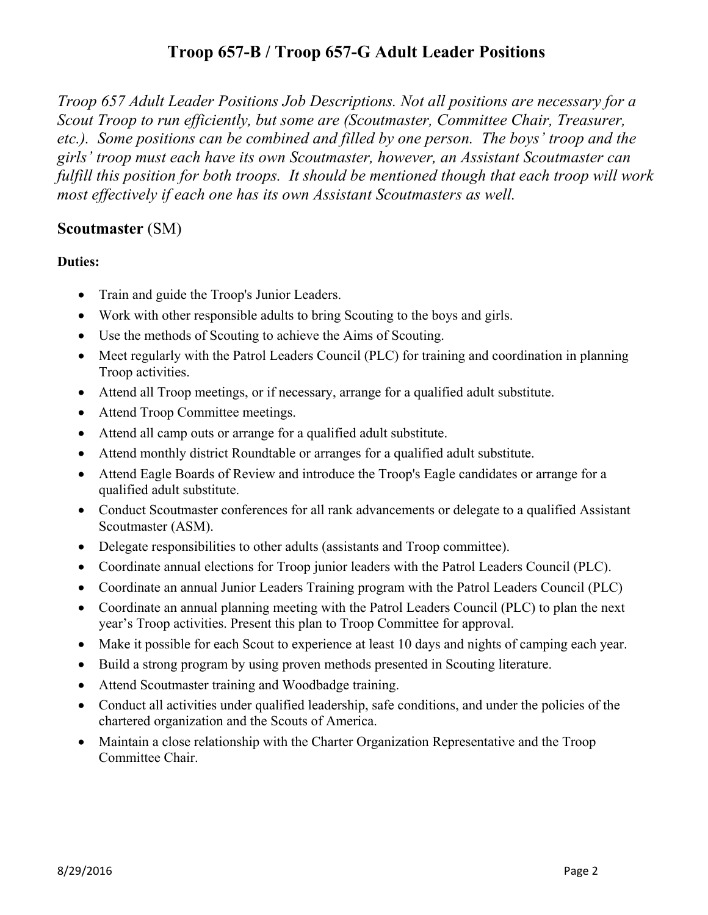# Troop 657-B / Troop 657-G Adult Leader Positions

*Troop 657 Adult Leader Positions Job Descriptions. Not all positions are necessary for a Scout Troop to run efficiently, but some are (Scoutmaster, Committee Chair, Treasurer, etc.). Some positions can be combined and filled by one person. The boys' troop and the girls' troop must each have its own Scoutmaster, however, an Assistant Scoutmaster can fulfill this position for both troops. It should be mentioned though that each troop will work most effectively if each one has its own Assistant Scoutmasters as well.*

## **Scoutmaster** (SM)

**Duties:**

- Train and guide the Troop's Junior Leaders.
- Work with other responsible adults to bring Scouting to the boys and girls.
- Use the methods of Scouting to achieve the Aims of Scouting.
- Meet regularly with the Patrol Leaders Council (PLC) for training and coordination in planning Troop activities.
- Attend all Troop meetings, or if necessary, arrange for a qualified adult substitute.
- Attend Troop Committee meetings.
- Attend all camp outs or arrange for a qualified adult substitute.
- Attend monthly district Roundtable or arranges for a qualified adult substitute.
- Attend Eagle Boards of Review and introduce the Troop's Eagle candidates or arrange for a qualified adult substitute.
- Conduct Scoutmaster conferences for all rank advancements or delegate to a qualified Assistant Scoutmaster (ASM).
- Delegate responsibilities to other adults (assistants and Troop committee).
- Coordinate annual elections for Troop junior leaders with the Patrol Leaders Council (PLC).
- Coordinate an annual Junior Leaders Training program with the Patrol Leaders Council (PLC)
- Coordinate an annual planning meeting with the Patrol Leaders Council (PLC) to plan the next year's Troop activities. Present this plan to Troop Committee for approval.
- Make it possible for each Scout to experience at least 10 days and nights of camping each year.
- Build a strong program by using proven methods presented in Scouting literature.
- Attend Scoutmaster training and Woodbadge training.
- Conduct all activities under qualified leadership, safe conditions, and under the policies of the chartered organization and the Scouts of America.
- Maintain a close relationship with the Charter Organization Representative and the Troop Committee Chair.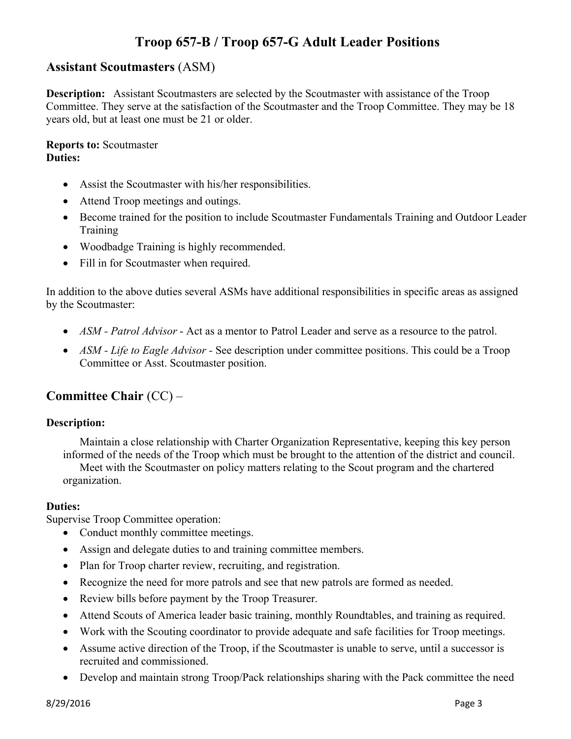# Troop 657-B / Troop 657-G Adult Leader Positions

## Assistant Scoutmasters (ASM)

**Description:** Assistant Scoutmasters are selected by the Scoutmaster with assistance of the Troop Committee. They serve at the satisfaction of the Scoutmaster and the Troop Committee. They may be 18 years old, but at least one must be 21 or older.

**Reports to:** Scoutmaster
**Duties:**

- Assist the Scoutmaster with his/her responsibilities.
- Attend Troop meetings and outings.
- Become trained for the position to include Scoutmaster Fundamentals Training and Outdoor Leader Training
- Woodbadge Training is highly recommended.
- Fill in for Scoutmaster when required.

In addition to the above duties several ASMs have additional responsibilities in specific areas as assigned by the Scoutmaster:

- *ASM - Patrol Advisor* - Act as a mentor to Patrol Leader and serve as a resource to the patrol.
- *ASM - Life to Eagle Advisor* - See description under committee positions. This could be a Troop Committee or Asst. Scoutmaster position.

## Committee Chair (CC) –

**Description:**

Maintain a close relationship with Charter Organization Representative, keeping this key person informed of the needs of the Troop which must be brought to the attention of the district and council.
Meet with the Scoutmaster on policy matters relating to the Scout program and the chartered organization.

**Duties:**
Supervise Troop Committee operation:

- Conduct monthly committee meetings.
- Assign and delegate duties to and training committee members.
- Plan for Troop charter review, recruiting, and registration.
- Recognize the need for more patrols and see that new patrols are formed as needed.
- Review bills before payment by the Troop Treasurer.
- Attend Scouts of America leader basic training, monthly Roundtables, and training as required.
- Work with the Scouting coordinator to provide adequate and safe facilities for Troop meetings.
- Assume active direction of the Troop, if the Scoutmaster is unable to serve, until a successor is recruited and commissioned.
- Develop and maintain strong Troop/Pack relationships sharing with the Pack committee the need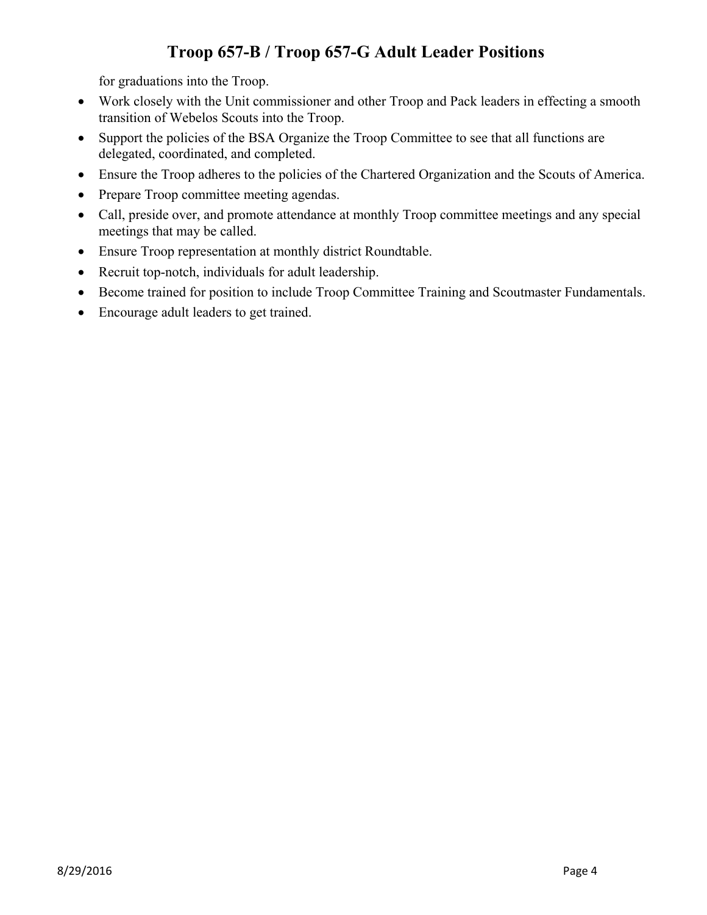for graduations into the Troop.

- Work closely with the Unit commissioner and other Troop and Pack leaders in effecting a smooth transition of Webelos Scouts into the Troop.
- Support the policies of the BSA Organize the Troop Committee to see that all functions are delegated, coordinated, and completed.
- Ensure the Troop adheres to the policies of the Chartered Organization and the Scouts of America.
- Prepare Troop committee meeting agendas.
- Call, preside over, and promote attendance at monthly Troop committee meetings and any special meetings that may be called.
- Ensure Troop representation at monthly district Roundtable.
- Recruit top-notch, individuals for adult leadership.
- Become trained for position to include Troop Committee Training and Scoutmaster Fundamentals.
- Encourage adult leaders to get trained.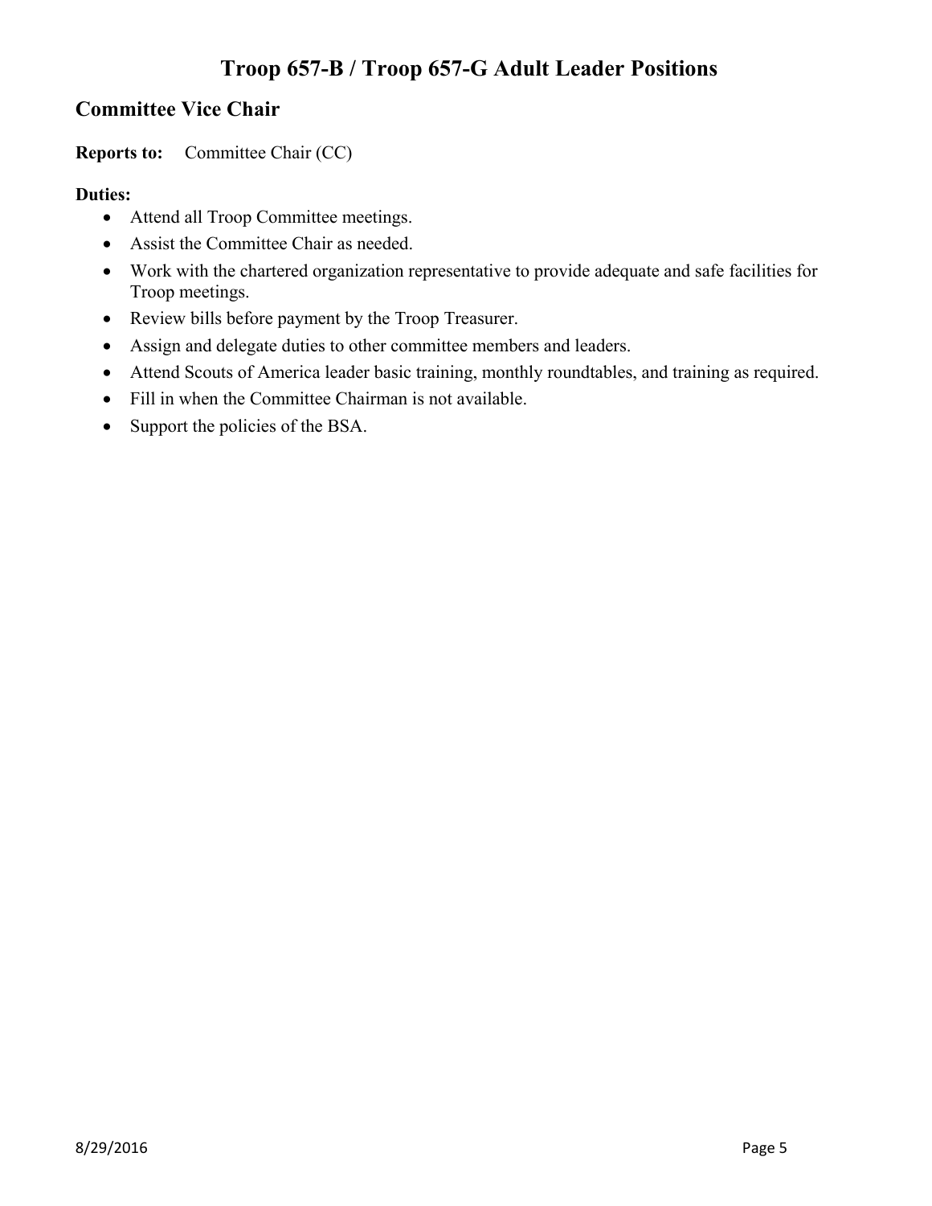# Troop 657-B / Troop 657-G Adult Leader Positions

## Committee Vice Chair

**Reports to:** Committee Chair (CC)

**Duties:**

- Attend all Troop Committee meetings.
- Assist the Committee Chair as needed.
- Work with the chartered organization representative to provide adequate and safe facilities for Troop meetings.
- Review bills before payment by the Troop Treasurer.
- Assign and delegate duties to other committee members and leaders.
- Attend Scouts of America leader basic training, monthly roundtables, and training as required.
- Fill in when the Committee Chairman is not available.
- Support the policies of the BSA.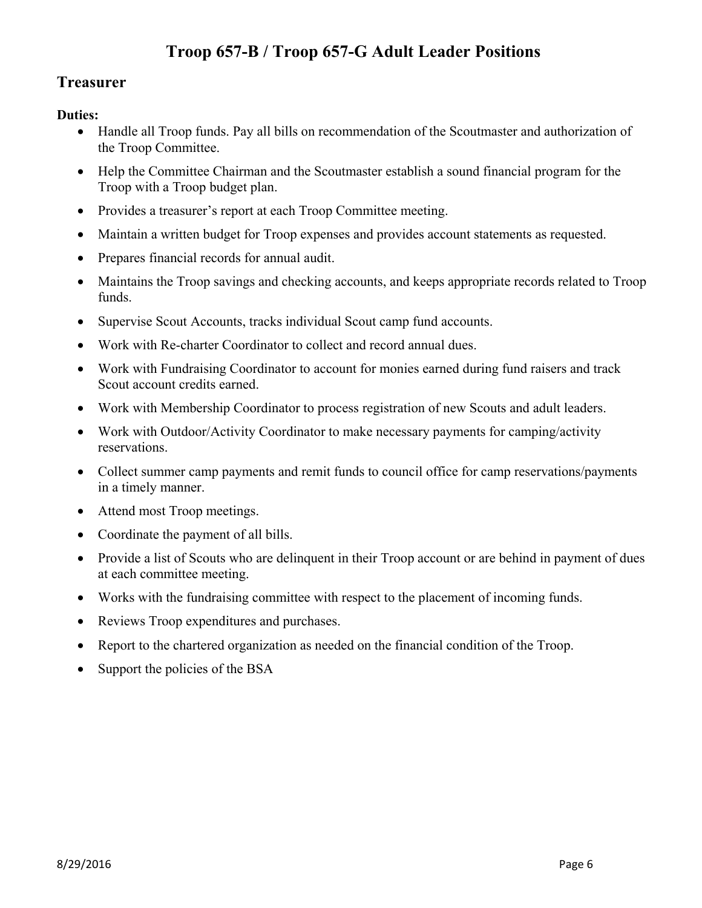# Troop 657-B / Troop 657-G Adult Leader Positions

## Treasurer

**Duties:**

- Handle all Troop funds. Pay all bills on recommendation of the Scoutmaster and authorization of the Troop Committee.
- Help the Committee Chairman and the Scoutmaster establish a sound financial program for the Troop with a Troop budget plan.
- Provides a treasurer's report at each Troop Committee meeting.
- Maintain a written budget for Troop expenses and provides account statements as requested.
- Prepares financial records for annual audit.
- Maintains the Troop savings and checking accounts, and keeps appropriate records related to Troop funds.
- Supervise Scout Accounts, tracks individual Scout camp fund accounts.
- Work with Re-charter Coordinator to collect and record annual dues.
- Work with Fundraising Coordinator to account for monies earned during fund raisers and track Scout account credits earned.
- Work with Membership Coordinator to process registration of new Scouts and adult leaders.
- Work with Outdoor/Activity Coordinator to make necessary payments for camping/activity reservations.
- Collect summer camp payments and remit funds to council office for camp reservations/payments in a timely manner.
- Attend most Troop meetings.
- Coordinate the payment of all bills.
- Provide a list of Scouts who are delinquent in their Troop account or are behind in payment of dues at each committee meeting.
- Works with the fundraising committee with respect to the placement of incoming funds.
- Reviews Troop expenditures and purchases.
- Report to the chartered organization as needed on the financial condition of the Troop.
- Support the policies of the BSA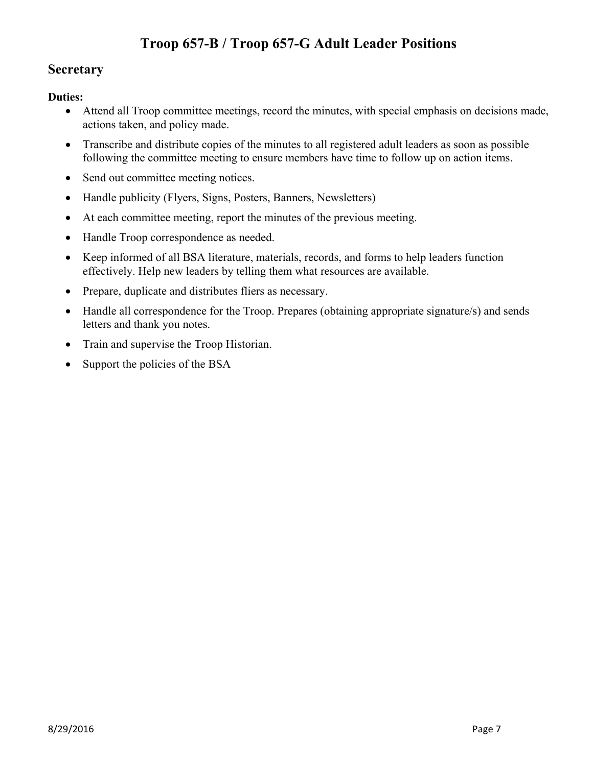# Troop 657-B / Troop 657-G Adult Leader Positions

## Secretary

**Duties:**

- Attend all Troop committee meetings, record the minutes, with special emphasis on decisions made, actions taken, and policy made.
- Transcribe and distribute copies of the minutes to all registered adult leaders as soon as possible following the committee meeting to ensure members have time to follow up on action items.
- Send out committee meeting notices.
- Handle publicity (Flyers, Signs, Posters, Banners, Newsletters)
- At each committee meeting, report the minutes of the previous meeting.
- Handle Troop correspondence as needed.
- Keep informed of all BSA literature, materials, records, and forms to help leaders function effectively. Help new leaders by telling them what resources are available.
- Prepare, duplicate and distributes fliers as necessary.
- Handle all correspondence for the Troop. Prepares (obtaining appropriate signature/s) and sends letters and thank you notes.
- Train and supervise the Troop Historian.
- Support the policies of the BSA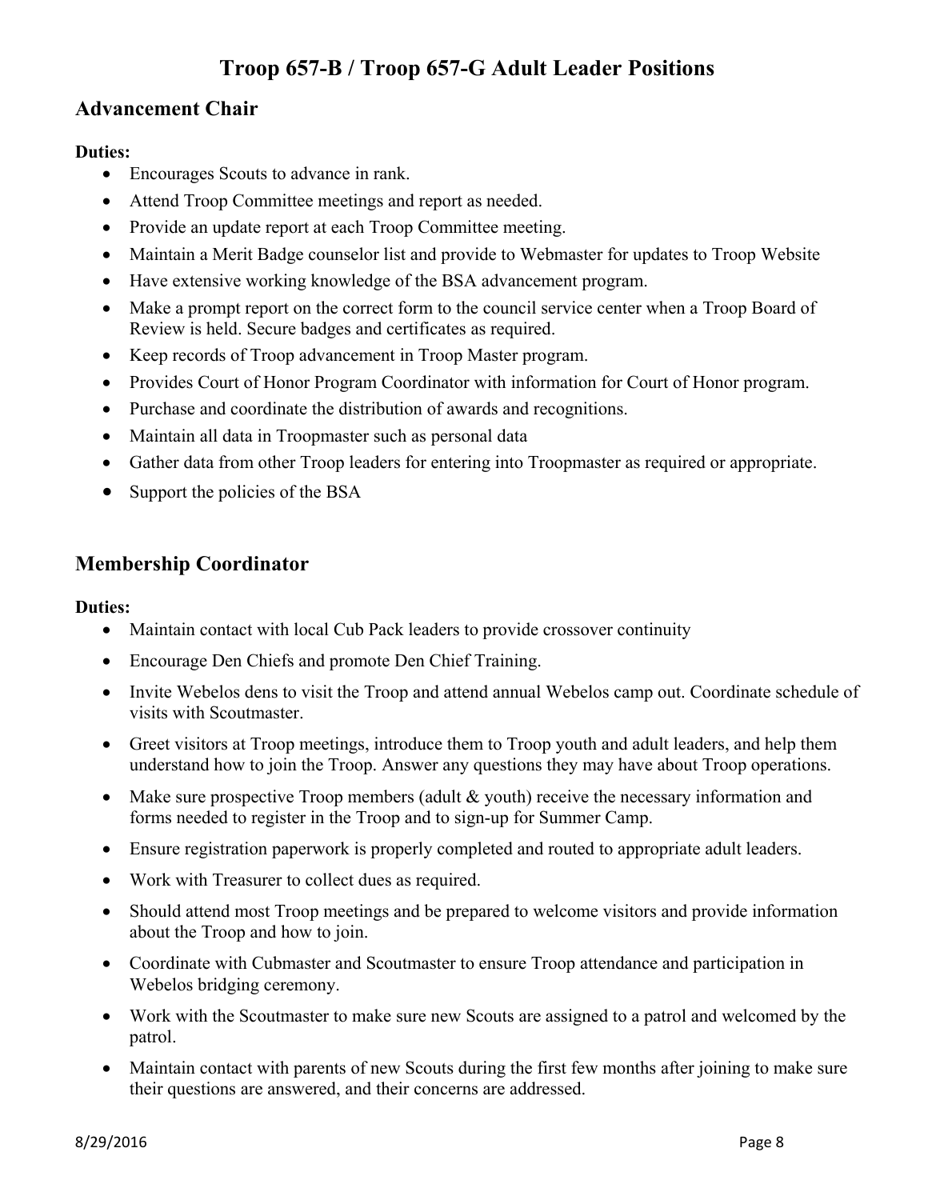# Troop 657-B / Troop 657-G Adult Leader Positions

## Advancement Chair

**Duties:**

- Encourages Scouts to advance in rank.
- Attend Troop Committee meetings and report as needed.
- Provide an update report at each Troop Committee meeting.
- Maintain a Merit Badge counselor list and provide to Webmaster for updates to Troop Website
- Have extensive working knowledge of the BSA advancement program.
- Make a prompt report on the correct form to the council service center when a Troop Board of Review is held. Secure badges and certificates as required.
- Keep records of Troop advancement in Troop Master program.
- Provides Court of Honor Program Coordinator with information for Court of Honor program.
- Purchase and coordinate the distribution of awards and recognitions.
- Maintain all data in Troopmaster such as personal data
- Gather data from other Troop leaders for entering into Troopmaster as required or appropriate.
- Support the policies of the BSA

## Membership Coordinator

**Duties:**

- Maintain contact with local Cub Pack leaders to provide crossover continuity
- Encourage Den Chiefs and promote Den Chief Training.
- Invite Webelos dens to visit the Troop and attend annual Webelos camp out. Coordinate schedule of visits with Scoutmaster.
- Greet visitors at Troop meetings, introduce them to Troop youth and adult leaders, and help them understand how to join the Troop. Answer any questions they may have about Troop operations.
- Make sure prospective Troop members (adult & youth) receive the necessary information and forms needed to register in the Troop and to sign-up for Summer Camp.
- Ensure registration paperwork is properly completed and routed to appropriate adult leaders.
- Work with Treasurer to collect dues as required.
- Should attend most Troop meetings and be prepared to welcome visitors and provide information about the Troop and how to join.
- Coordinate with Cubmaster and Scoutmaster to ensure Troop attendance and participation in Webelos bridging ceremony.
- Work with the Scoutmaster to make sure new Scouts are assigned to a patrol and welcomed by the patrol.
- Maintain contact with parents of new Scouts during the first few months after joining to make sure their questions are answered, and their concerns are addressed.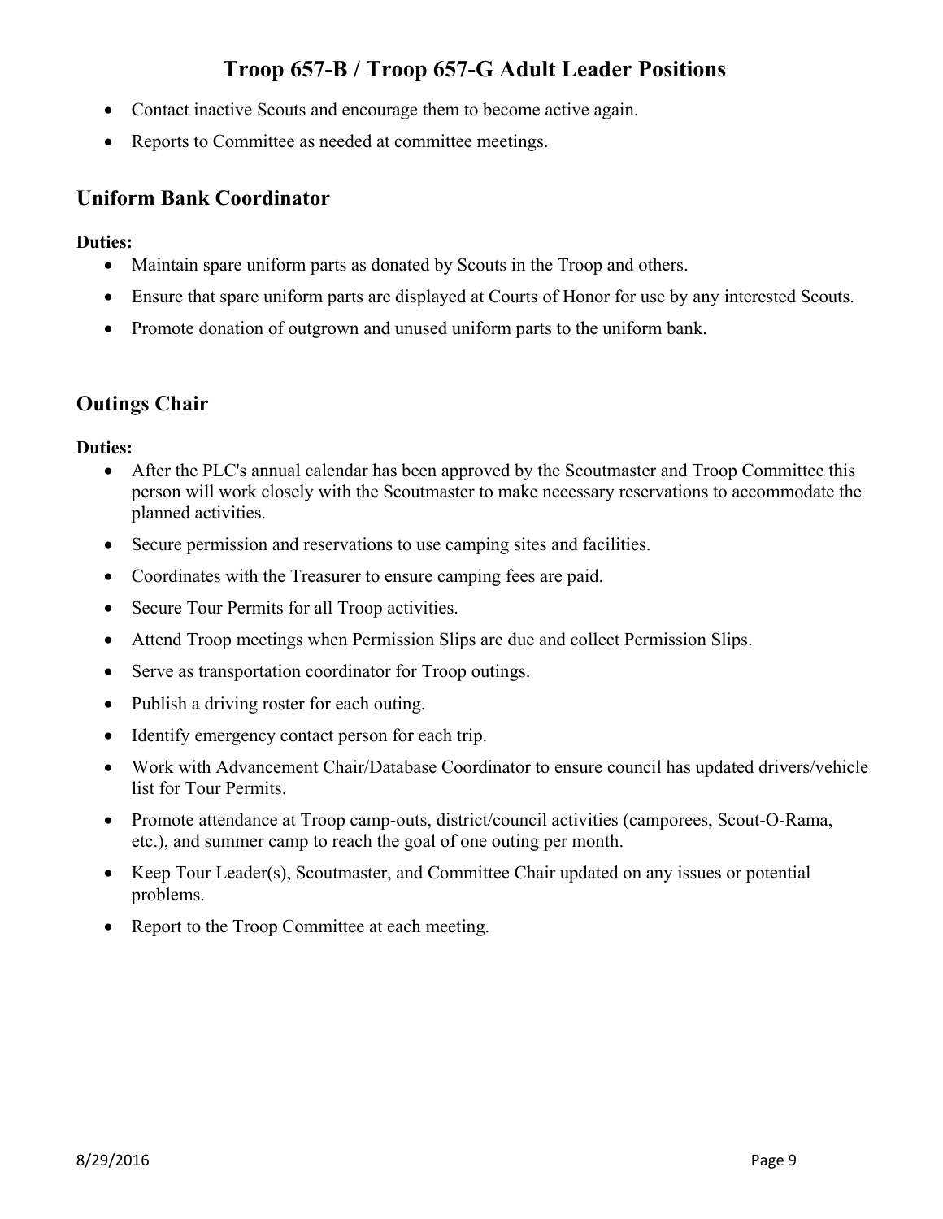- Contact inactive Scouts and encourage them to become active again.
- Reports to Committee as needed at committee meetings.

## Uniform Bank Coordinator

**Duties:**

- Maintain spare uniform parts as donated by Scouts in the Troop and others.
- Ensure that spare uniform parts are displayed at Courts of Honor for use by any interested Scouts.
- Promote donation of outgrown and unused uniform parts to the uniform bank.

## Outings Chair

**Duties:**

- After the PLC's annual calendar has been approved by the Scoutmaster and Troop Committee this person will work closely with the Scoutmaster to make necessary reservations to accommodate the planned activities.
- Secure permission and reservations to use camping sites and facilities.
- Coordinates with the Treasurer to ensure camping fees are paid.
- Secure Tour Permits for all Troop activities.
- Attend Troop meetings when Permission Slips are due and collect Permission Slips.
- Serve as transportation coordinator for Troop outings.
- Publish a driving roster for each outing.
- Identify emergency contact person for each trip.
- Work with Advancement Chair/Database Coordinator to ensure council has updated drivers/vehicle list for Tour Permits.
- Promote attendance at Troop camp-outs, district/council activities (camporees, Scout-O-Rama, etc.), and summer camp to reach the goal of one outing per month.
- Keep Tour Leader(s), Scoutmaster, and Committee Chair updated on any issues or potential problems.
- Report to the Troop Committee at each meeting.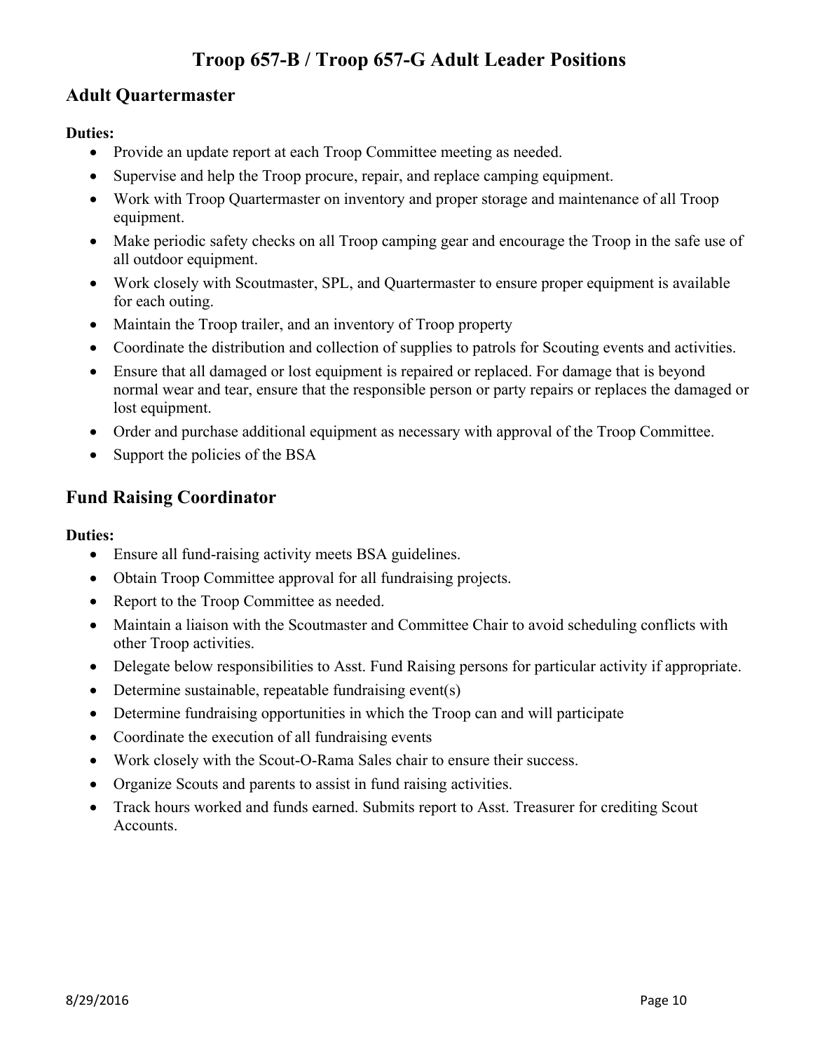# Troop 657-B / Troop 657-G Adult Leader Positions

## Adult Quartermaster

**Duties:**

- Provide an update report at each Troop Committee meeting as needed.
- Supervise and help the Troop procure, repair, and replace camping equipment.
- Work with Troop Quartermaster on inventory and proper storage and maintenance of all Troop equipment.
- Make periodic safety checks on all Troop camping gear and encourage the Troop in the safe use of all outdoor equipment.
- Work closely with Scoutmaster, SPL, and Quartermaster to ensure proper equipment is available for each outing.
- Maintain the Troop trailer, and an inventory of Troop property
- Coordinate the distribution and collection of supplies to patrols for Scouting events and activities.
- Ensure that all damaged or lost equipment is repaired or replaced. For damage that is beyond normal wear and tear, ensure that the responsible person or party repairs or replaces the damaged or lost equipment.
- Order and purchase additional equipment as necessary with approval of the Troop Committee.
- Support the policies of the BSA

## Fund Raising Coordinator

**Duties:**

- Ensure all fund-raising activity meets BSA guidelines.
- Obtain Troop Committee approval for all fundraising projects.
- Report to the Troop Committee as needed.
- Maintain a liaison with the Scoutmaster and Committee Chair to avoid scheduling conflicts with other Troop activities.
- Delegate below responsibilities to Asst. Fund Raising persons for particular activity if appropriate.
- Determine sustainable, repeatable fundraising event(s)
- Determine fundraising opportunities in which the Troop can and will participate
- Coordinate the execution of all fundraising events
- Work closely with the Scout-O-Rama Sales chair to ensure their success.
- Organize Scouts and parents to assist in fund raising activities.
- Track hours worked and funds earned. Submits report to Asst. Treasurer for crediting Scout Accounts.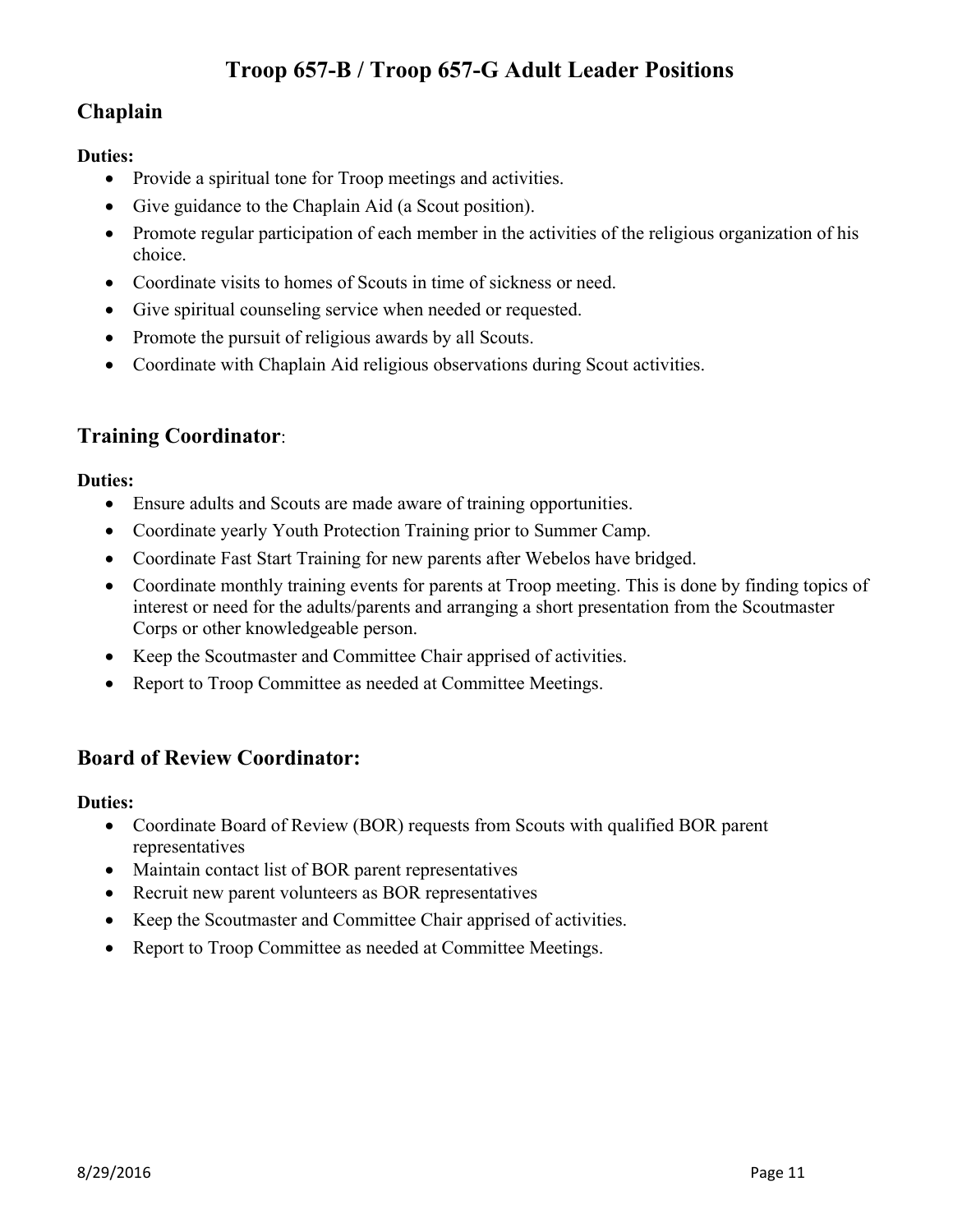# Troop 657-B / Troop 657-G Adult Leader Positions

## Chaplain

**Duties:**

- Provide a spiritual tone for Troop meetings and activities.
- Give guidance to the Chaplain Aid (a Scout position).
- Promote regular participation of each member in the activities of the religious organization of his choice.
- Coordinate visits to homes of Scouts in time of sickness or need.
- Give spiritual counseling service when needed or requested.
- Promote the pursuit of religious awards by all Scouts.
- Coordinate with Chaplain Aid religious observations during Scout activities.

## Training Coordinator:

**Duties:**

- Ensure adults and Scouts are made aware of training opportunities.
- Coordinate yearly Youth Protection Training prior to Summer Camp.
- Coordinate Fast Start Training for new parents after Webelos have bridged.
- Coordinate monthly training events for parents at Troop meeting. This is done by finding topics of interest or need for the adults/parents and arranging a short presentation from the Scoutmaster Corps or other knowledgeable person.
- Keep the Scoutmaster and Committee Chair apprised of activities.
- Report to Troop Committee as needed at Committee Meetings.

## Board of Review Coordinator:

**Duties:**

- Coordinate Board of Review (BOR) requests from Scouts with qualified BOR parent representatives
- Maintain contact list of BOR parent representatives
- Recruit new parent volunteers as BOR representatives
- Keep the Scoutmaster and Committee Chair apprised of activities.
- Report to Troop Committee as needed at Committee Meetings.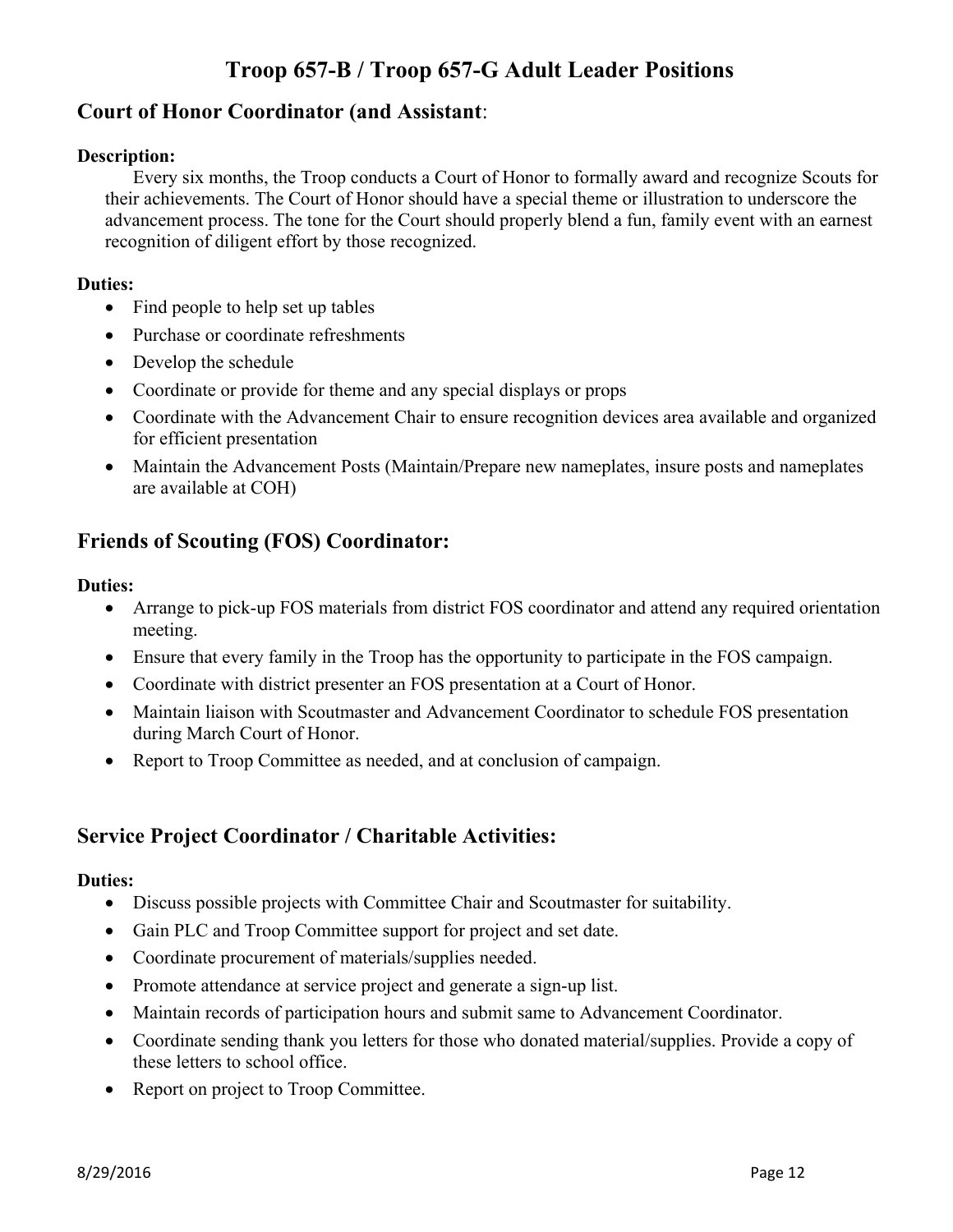# Troop 657-B / Troop 657-G Adult Leader Positions

## Court of Honor Coordinator (and Assistant:

**Description:**

Every six months, the Troop conducts a Court of Honor to formally award and recognize Scouts for their achievements. The Court of Honor should have a special theme or illustration to underscore the advancement process. The tone for the Court should properly blend a fun, family event with an earnest recognition of diligent effort by those recognized.

**Duties:**

- Find people to help set up tables
- Purchase or coordinate refreshments
- Develop the schedule
- Coordinate or provide for theme and any special displays or props
- Coordinate with the Advancement Chair to ensure recognition devices area available and organized for efficient presentation
- Maintain the Advancement Posts (Maintain/Prepare new nameplates, insure posts and nameplates are available at COH)

## Friends of Scouting (FOS) Coordinator:

**Duties:**

- Arrange to pick-up FOS materials from district FOS coordinator and attend any required orientation meeting.
- Ensure that every family in the Troop has the opportunity to participate in the FOS campaign.
- Coordinate with district presenter an FOS presentation at a Court of Honor.
- Maintain liaison with Scoutmaster and Advancement Coordinator to schedule FOS presentation during March Court of Honor.
- Report to Troop Committee as needed, and at conclusion of campaign.

## Service Project Coordinator / Charitable Activities:

**Duties:**

- Discuss possible projects with Committee Chair and Scoutmaster for suitability.
- Gain PLC and Troop Committee support for project and set date.
- Coordinate procurement of materials/supplies needed.
- Promote attendance at service project and generate a sign-up list.
- Maintain records of participation hours and submit same to Advancement Coordinator.
- Coordinate sending thank you letters for those who donated material/supplies. Provide a copy of these letters to school office.
- Report on project to Troop Committee.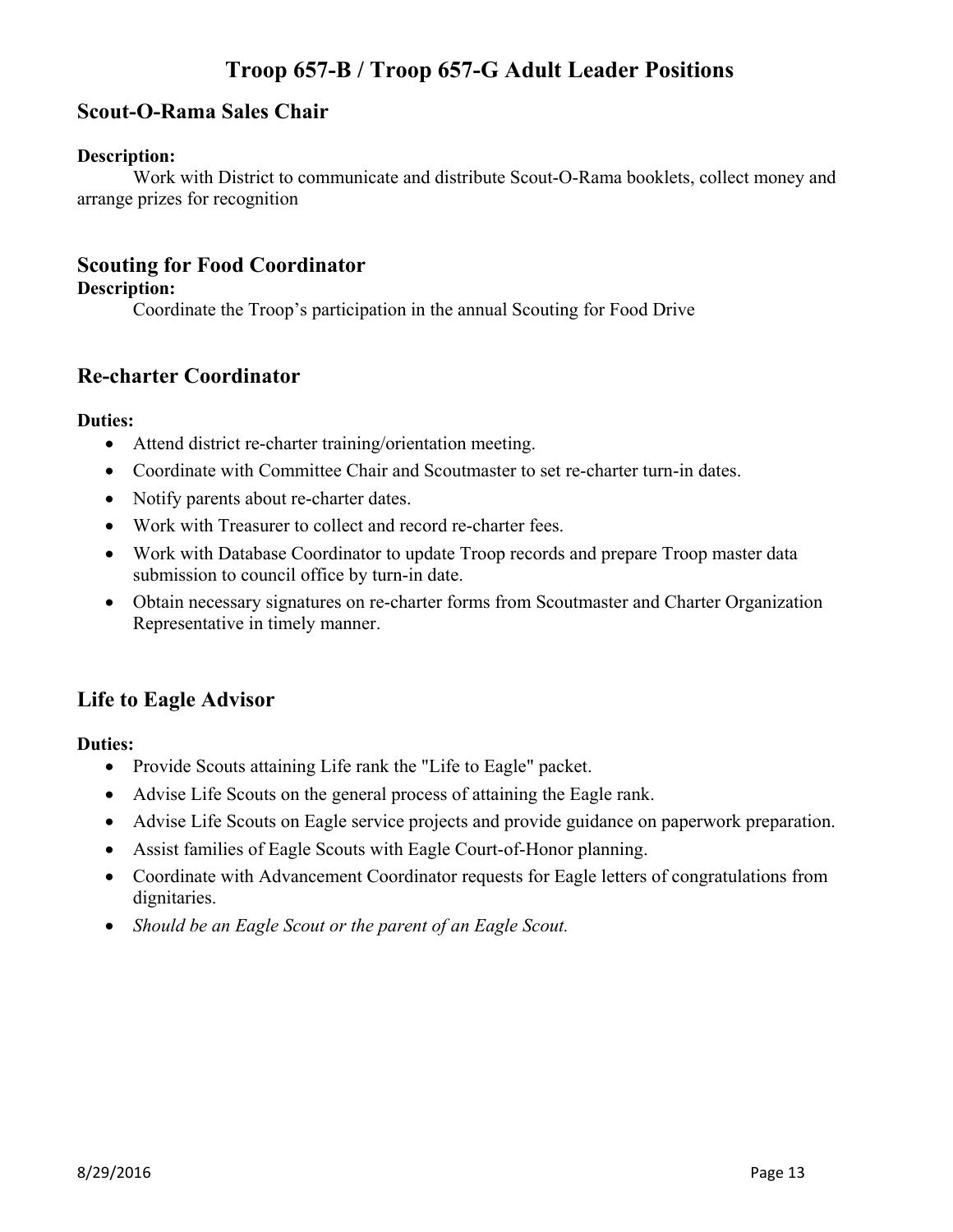# Troop 657-B / Troop 657-G Adult Leader Positions

## Scout-O-Rama Sales Chair

**Description:**

Work with District to communicate and distribute Scout-O-Rama booklets, collect money and arrange prizes for recognition

## Scouting for Food Coordinator

**Description:**

Coordinate the Troop's participation in the annual Scouting for Food Drive

## Re-charter Coordinator

**Duties:**

- Attend district re-charter training/orientation meeting.
- Coordinate with Committee Chair and Scoutmaster to set re-charter turn-in dates.
- Notify parents about re-charter dates.
- Work with Treasurer to collect and record re-charter fees.
- Work with Database Coordinator to update Troop records and prepare Troop master data submission to council office by turn-in date.
- Obtain necessary signatures on re-charter forms from Scoutmaster and Charter Organization Representative in timely manner.

## Life to Eagle Advisor

**Duties:**

- Provide Scouts attaining Life rank the "Life to Eagle" packet.
- Advise Life Scouts on the general process of attaining the Eagle rank.
- Advise Life Scouts on Eagle service projects and provide guidance on paperwork preparation.
- Assist families of Eagle Scouts with Eagle Court-of-Honor planning.
- Coordinate with Advancement Coordinator requests for Eagle letters of congratulations from dignitaries.
- *Should be an Eagle Scout or the parent of an Eagle Scout.*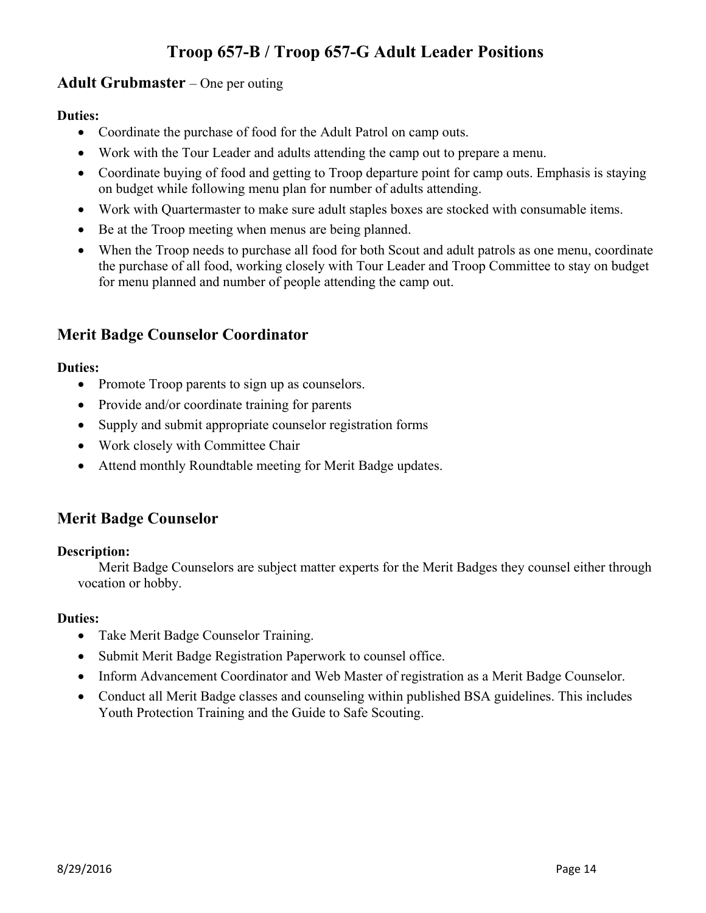# Troop 657-B / Troop 657-G Adult Leader Positions

## Adult Grubmaster – One per outing

**Duties:**

- Coordinate the purchase of food for the Adult Patrol on camp outs.
- Work with the Tour Leader and adults attending the camp out to prepare a menu.
- Coordinate buying of food and getting to Troop departure point for camp outs. Emphasis is staying on budget while following menu plan for number of adults attending.
- Work with Quartermaster to make sure adult staples boxes are stocked with consumable items.
- Be at the Troop meeting when menus are being planned.
- When the Troop needs to purchase all food for both Scout and adult patrols as one menu, coordinate the purchase of all food, working closely with Tour Leader and Troop Committee to stay on budget for menu planned and number of people attending the camp out.

## Merit Badge Counselor Coordinator

**Duties:**

- Promote Troop parents to sign up as counselors.
- Provide and/or coordinate training for parents
- Supply and submit appropriate counselor registration forms
- Work closely with Committee Chair
- Attend monthly Roundtable meeting for Merit Badge updates.

## Merit Badge Counselor

**Description:**

Merit Badge Counselors are subject matter experts for the Merit Badges they counsel either through vocation or hobby.

**Duties:**

- Take Merit Badge Counselor Training.
- Submit Merit Badge Registration Paperwork to counsel office.
- Inform Advancement Coordinator and Web Master of registration as a Merit Badge Counselor.
- Conduct all Merit Badge classes and counseling within published BSA guidelines. This includes Youth Protection Training and the Guide to Safe Scouting.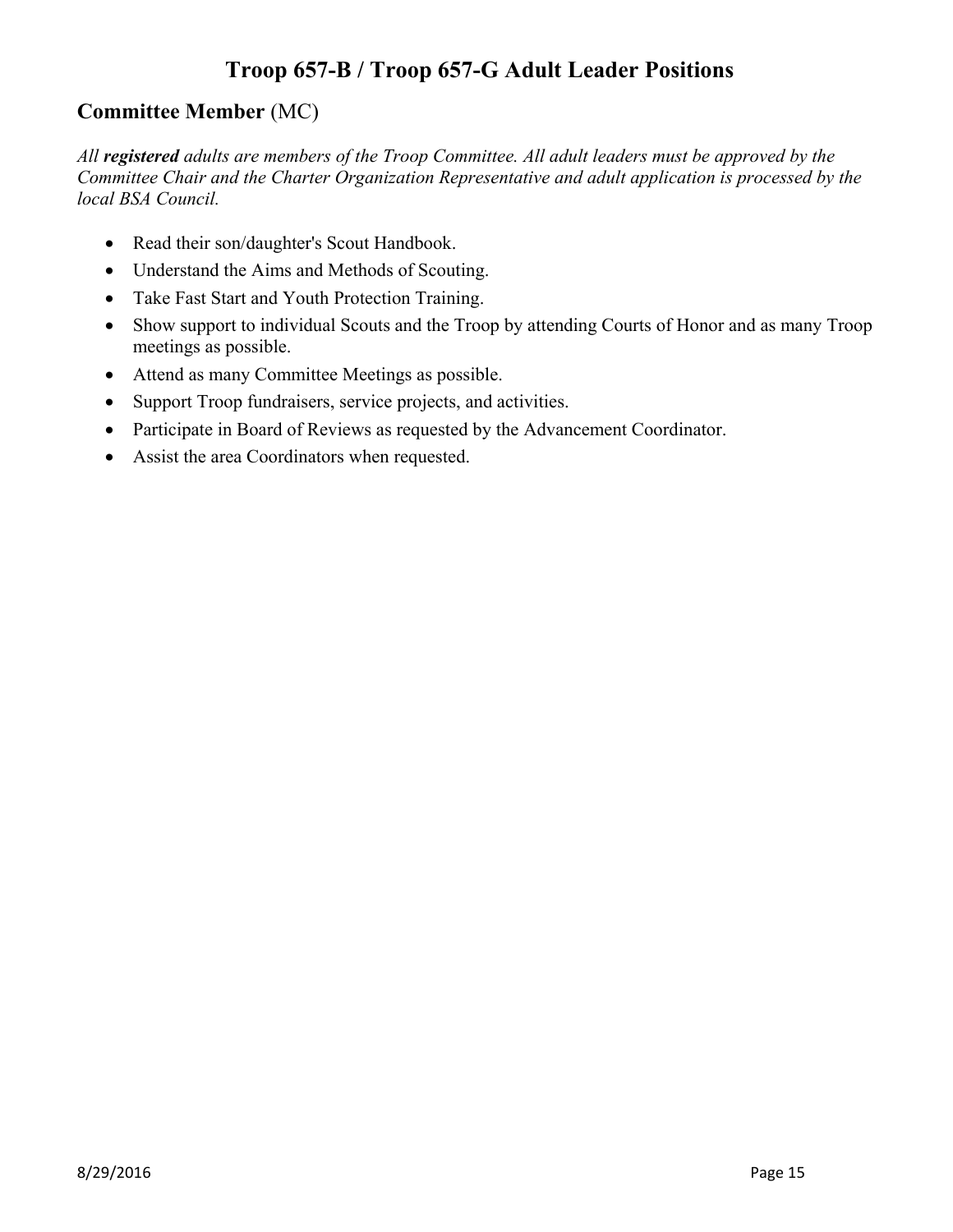# Troop 657-B / Troop 657-G Adult Leader Positions

## Committee Member (MC)

*All **registered** adults are members of the Troop Committee. All adult leaders must be approved by the Committee Chair and the Charter Organization Representative and adult application is processed by the local BSA Council.*

- Read their son/daughter's Scout Handbook.
- Understand the Aims and Methods of Scouting.
- Take Fast Start and Youth Protection Training.
- Show support to individual Scouts and the Troop by attending Courts of Honor and as many Troop meetings as possible.
- Attend as many Committee Meetings as possible.
- Support Troop fundraisers, service projects, and activities.
- Participate in Board of Reviews as requested by the Advancement Coordinator.
- Assist the area Coordinators when requested.